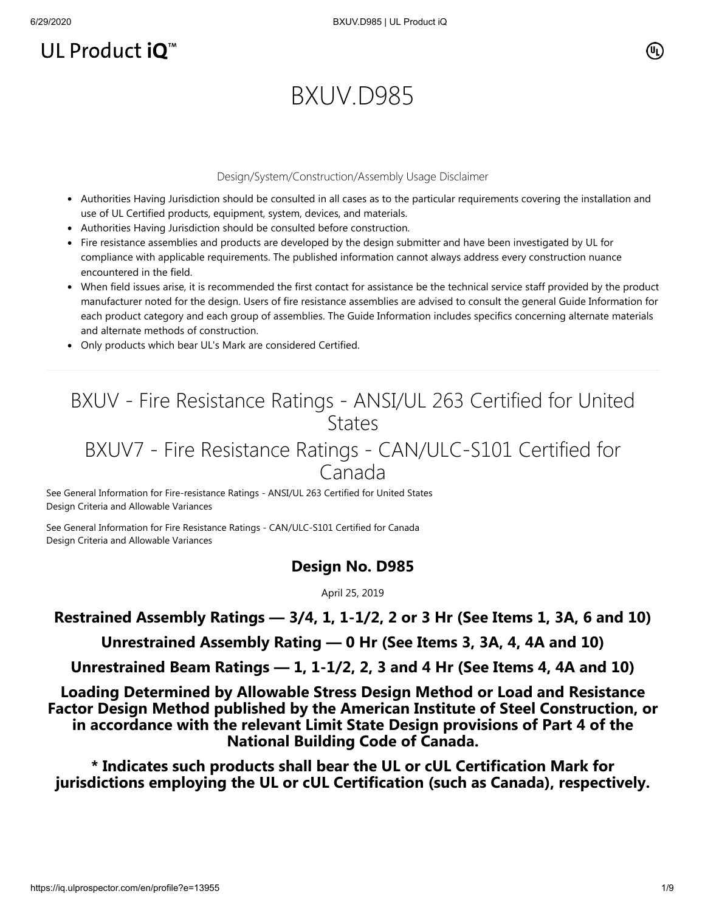UL Product iQ™

# BXUV.D985

Design/System/Construction/Assembly Usage Disclaimer

- Authorities Having Jurisdiction should be consulted in all cases as to the particular requirements covering the installation and use of UL Certified products, equipment, system, devices, and materials.
- Authorities Having Jurisdiction should be consulted before construction.
- Fire resistance assemblies and products are developed by the design submitter and have been investigated by UL for compliance with applicable requirements. The published information cannot always address every construction nuance encountered in the field.
- When field issues arise, it is recommended the first contact for assistance be the technical service staff provided by the product manufacturer noted for the design. Users of fire resistance assemblies are advised to consult the general Guide Information for each product category and each group of assemblies. The Guide Information includes specifics concerning alternate materials and alternate methods of construction.
- Only products which bear UL's Mark are considered Certified.

## BXUV - Fire Resistance Ratings - ANSI/UL 263 Certified for United States

## BXUV7 - Fire Resistance Ratings - CAN/ULC-S101 Certified for Canada

See General Information for Fire-resistance Ratings - ANSI/UL 263 Certified for United States
Design Criteria and Allowable Variances

See General Information for Fire Resistance Ratings - CAN/ULC-S101 Certified for Canada
Design Criteria and Allowable Variances

### Design No. D985

April 25, 2019

**Restrained Assembly Ratings — 3/4, 1, 1-1/2, 2 or 3 Hr (See Items 1, 3A, 6 and 10)**

**Unrestrained Assembly Rating — 0 Hr (See Items 3, 3A, 4, 4A and 10)**

**Unrestrained Beam Ratings — 1, 1-1/2, 2, 3 and 4 Hr (See Items 4, 4A and 10)**

**Loading Determined by Allowable Stress Design Method or Load and Resistance Factor Design Method published by the American Institute of Steel Construction, or in accordance with the relevant Limit State Design provisions of Part 4 of the National Building Code of Canada.**

**\* Indicates such products shall bear the UL or cUL Certification Mark for jurisdictions employing the UL or cUL Certification (such as Canada), respectively.**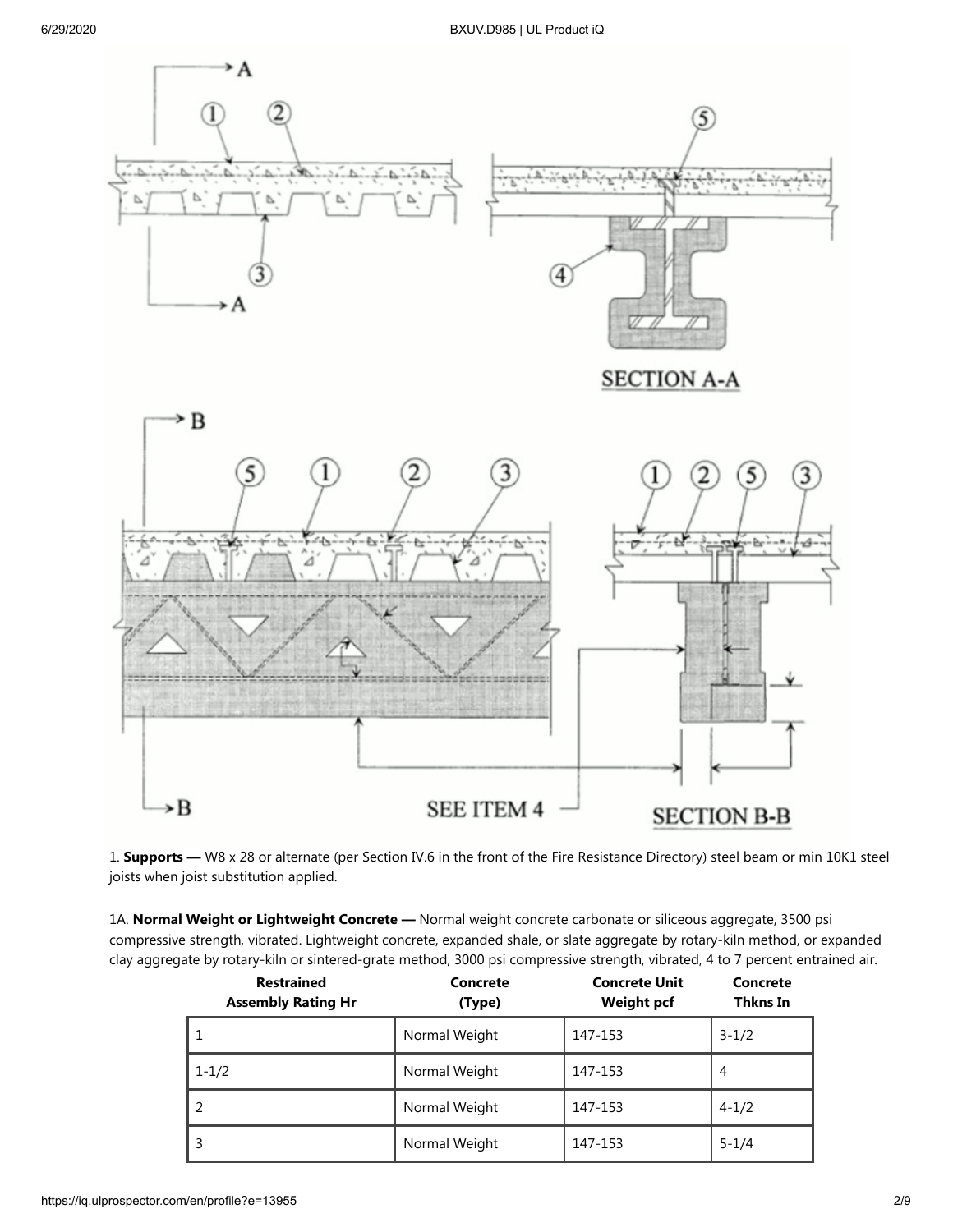1. **Supports —** W8 x 28 or alternate (per Section IV.6 in the front of the Fire Resistance Directory) steel beam or min 10K1 steel joists when joist substitution applied.

1A. **Normal Weight or Lightweight Concrete —** Normal weight concrete carbonate or siliceous aggregate, 3500 psi compressive strength, vibrated. Lightweight concrete, expanded shale, or slate aggregate by rotary-kiln method, or expanded clay aggregate by rotary-kiln or sintered-grate method, 3000 psi compressive strength, vibrated, 4 to 7 percent entrained air.

| Restrained Assembly Rating Hr | Concrete (Type) | Concrete Unit Weight pcf | Concrete Thkns In |
|---|---|---|---|
| 1 | Normal Weight | 147-153 | 3-1/2 |
| 1-1/2 | Normal Weight | 147-153 | 4 |
| 2 | Normal Weight | 147-153 | 4-1/2 |
| 3 | Normal Weight | 147-153 | 5-1/4 |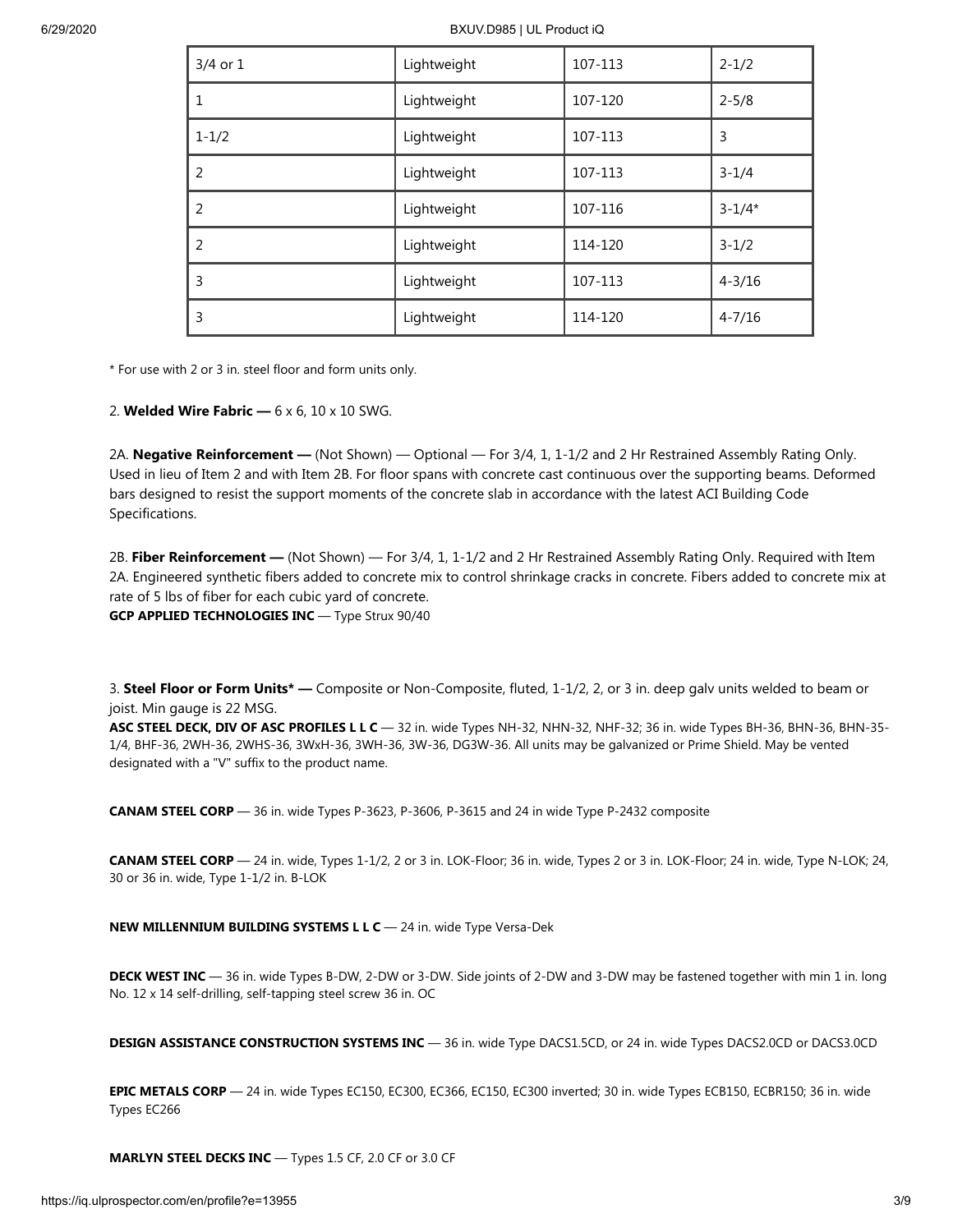| | | | |
|---|---|---|---|
| 3/4 or 1 | Lightweight | 107-113 | 2-1/2 |
| 1 | Lightweight | 107-120 | 2-5/8 |
| 1-1/2 | Lightweight | 107-113 | 3 |
| 2 | Lightweight | 107-113 | 3-1/4 |
| 2 | Lightweight | 107-116 | 3-1/4* |
| 2 | Lightweight | 114-120 | 3-1/2 |
| 3 | Lightweight | 107-113 | 4-3/16 |
| 3 | Lightweight | 114-120 | 4-7/16 |

* For use with 2 or 3 in. steel floor and form units only.

2. **Welded Wire Fabric —** 6 x 6, 10 x 10 SWG.

2A. **Negative Reinforcement —** (Not Shown) — Optional — For 3/4, 1, 1-1/2 and 2 Hr Restrained Assembly Rating Only. Used in lieu of Item 2 and with Item 2B. For floor spans with concrete cast continuous over the supporting beams. Deformed bars designed to resist the support moments of the concrete slab in accordance with the latest ACI Building Code Specifications.

2B. **Fiber Reinforcement —** (Not Shown) — For 3/4, 1, 1-1/2 and 2 Hr Restrained Assembly Rating Only. Required with Item 2A. Engineered synthetic fibers added to concrete mix to control shrinkage cracks in concrete. Fibers added to concrete mix at rate of 5 lbs of fiber for each cubic yard of concrete.
**GCP APPLIED TECHNOLOGIES INC** — Type Strux 90/40

3. **Steel Floor or Form Units* —** Composite or Non-Composite, fluted, 1-1/2, 2, or 3 in. deep galv units welded to beam or joist. Min gauge is 22 MSG.
**ASC STEEL DECK, DIV OF ASC PROFILES L L C** — 32 in. wide Types NH-32, NHN-32, NHF-32; 36 in. wide Types BH-36, BHN-36, BHN-35-1/4, BHF-36, 2WH-36, 2WHS-36, 3WxH-36, 3WH-36, 3W-36, DG3W-36. All units may be galvanized or Prime Shield. May be vented designated with a "V" suffix to the product name.

**CANAM STEEL CORP** — 36 in. wide Types P-3623, P-3606, P-3615 and 24 in wide Type P-2432 composite

**CANAM STEEL CORP** — 24 in. wide, Types 1-1/2, 2 or 3 in. LOK-Floor; 36 in. wide, Types 2 or 3 in. LOK-Floor; 24 in. wide, Type N-LOK; 24, 30 or 36 in. wide, Type 1-1/2 in. B-LOK

**NEW MILLENNIUM BUILDING SYSTEMS L L C** — 24 in. wide Type Versa-Dek

**DECK WEST INC** — 36 in. wide Types B-DW, 2-DW or 3-DW. Side joints of 2-DW and 3-DW may be fastened together with min 1 in. long No. 12 x 14 self-drilling, self-tapping steel screw 36 in. OC

**DESIGN ASSISTANCE CONSTRUCTION SYSTEMS INC** — 36 in. wide Type DACS1.5CD, or 24 in. wide Types DACS2.0CD or DACS3.0CD

**EPIC METALS CORP** — 24 in. wide Types EC150, EC300, EC366, EC150, EC300 inverted; 30 in. wide Types ECB150, ECBR150; 36 in. wide Types EC266

**MARLYN STEEL DECKS INC** — Types 1.5 CF, 2.0 CF or 3.0 CF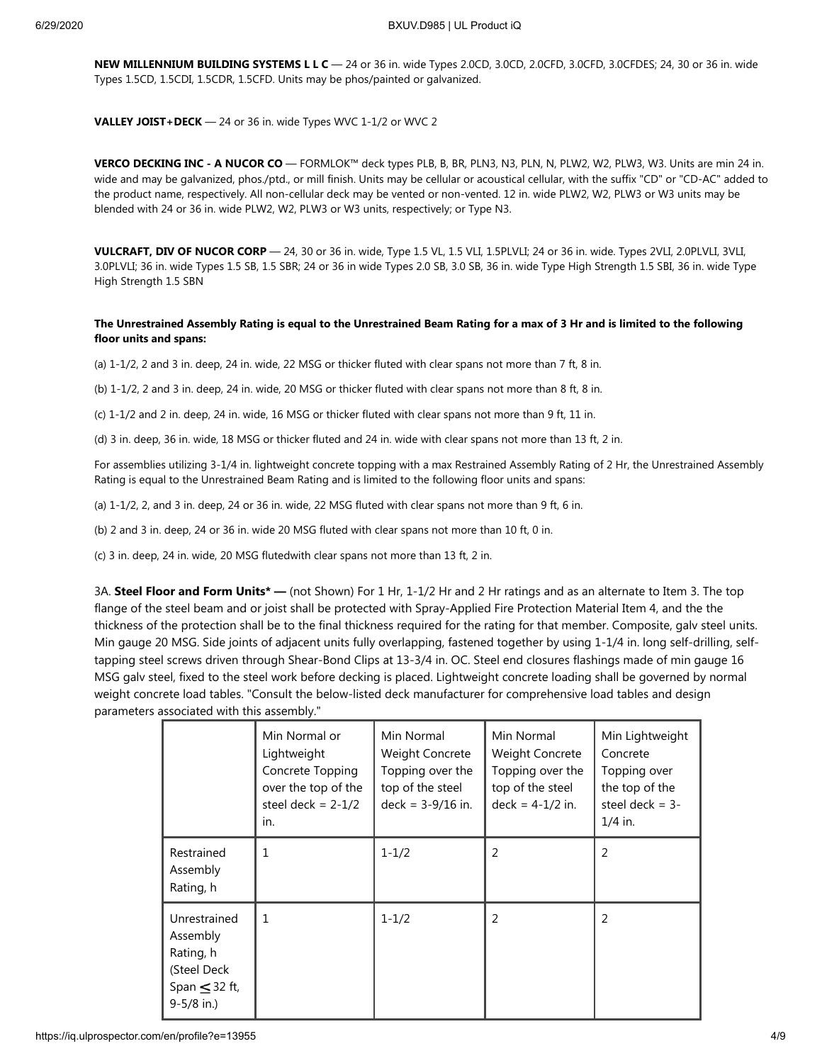**NEW MILLENNIUM BUILDING SYSTEMS L L C** — 24 or 36 in. wide Types 2.0CD, 3.0CD, 2.0CFD, 3.0CFD, 3.0CFDES; 24, 30 or 36 in. wide Types 1.5CD, 1.5CDI, 1.5CDR, 1.5CFD. Units may be phos/painted or galvanized.

**VALLEY JOIST+DECK** — 24 or 36 in. wide Types WVC 1-1/2 or WVC 2

**VERCO DECKING INC - A NUCOR CO** — FORMLOK™ deck types PLB, B, BR, PLN3, N3, PLN, N, PLW2, W2, PLW3, W3. Units are min 24 in. wide and may be galvanized, phos./ptd., or mill finish. Units may be cellular or acoustical cellular, with the suffix "CD" or "CD-AC" added to the product name, respectively. All non-cellular deck may be vented or non-vented. 12 in. wide PLW2, W2, PLW3 or W3 units may be blended with 24 or 36 in. wide PLW2, W2, PLW3 or W3 units, respectively; or Type N3.

**VULCRAFT, DIV OF NUCOR CORP** — 24, 30 or 36 in. wide, Type 1.5 VL, 1.5 VLI, 1.5PLVLI; 24 or 36 in. wide. Types 2VLI, 2.0PLVLI, 3VLI, 3.0PLVLI; 36 in. wide Types 1.5 SB, 1.5 SBR; 24 or 36 in wide Types 2.0 SB, 3.0 SB, 36 in. wide Type High Strength 1.5 SBI, 36 in. wide Type High Strength 1.5 SBN

**The Unrestrained Assembly Rating is equal to the Unrestrained Beam Rating for a max of 3 Hr and is limited to the following floor units and spans:**

(a) 1-1/2, 2 and 3 in. deep, 24 in. wide, 22 MSG or thicker fluted with clear spans not more than 7 ft, 8 in.

(b) 1-1/2, 2 and 3 in. deep, 24 in. wide, 20 MSG or thicker fluted with clear spans not more than 8 ft, 8 in.

(c) 1-1/2 and 2 in. deep, 24 in. wide, 16 MSG or thicker fluted with clear spans not more than 9 ft, 11 in.

(d) 3 in. deep, 36 in. wide, 18 MSG or thicker fluted and 24 in. wide with clear spans not more than 13 ft, 2 in.

For assemblies utilizing 3-1/4 in. lightweight concrete topping with a max Restrained Assembly Rating of 2 Hr, the Unrestrained Assembly Rating is equal to the Unrestrained Beam Rating and is limited to the following floor units and spans:

(a) 1-1/2, 2, and 3 in. deep, 24 or 36 in. wide, 22 MSG fluted with clear spans not more than 9 ft, 6 in.

(b) 2 and 3 in. deep, 24 or 36 in. wide 20 MSG fluted with clear spans not more than 10 ft, 0 in.

(c) 3 in. deep, 24 in. wide, 20 MSG flutedwith clear spans not more than 13 ft, 2 in.

3A. **Steel Floor and Form Units* —** (not Shown) For 1 Hr, 1-1/2 Hr and 2 Hr ratings and as an alternate to Item 3. The top flange of the steel beam and or joist shall be protected with Spray-Applied Fire Protection Material Item 4, and the the thickness of the protection shall be to the final thickness required for the rating for that member. Composite, galv steel units. Min gauge 20 MSG. Side joints of adjacent units fully overlapping, fastened together by using 1-1/4 in. long self-drilling, self-tapping steel screws driven through Shear-Bond Clips at 13-3/4 in. OC. Steel end closures flashings made of min gauge 16 MSG galv steel, fixed to the steel work before decking is placed. Lightweight concrete loading shall be governed by normal weight concrete load tables. "Consult the below-listed deck manufacturer for comprehensive load tables and design parameters associated with this assembly."

| | Min Normal or Lightweight Concrete Topping over the top of the steel deck = 2-1/2 in. | Min Normal Weight Concrete Topping over the top of the steel deck = 3-9/16 in. | Min Normal Weight Concrete Topping over the top of the steel deck = 4-1/2 in. | Min Lightweight Concrete Topping over the top of the steel deck = 3-1/4 in. |
|---|---|---|---|---|
| Restrained Assembly Rating, h | 1 | 1-1/2 | 2 | 2 |
| Unrestrained Assembly Rating, h (Steel Deck Span ≤ 32 ft, 9-5/8 in.) | 1 | 1-1/2 | 2 | 2 |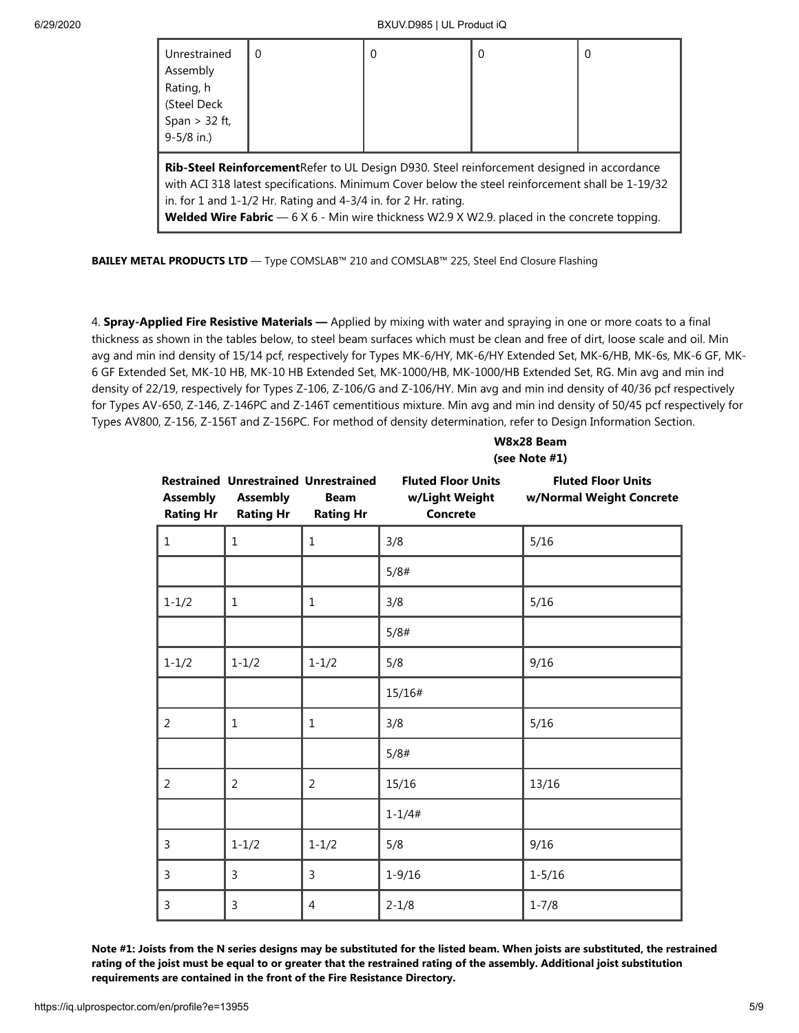| Unrestrained Assembly Rating, h (Steel Deck Span > 32 ft, 9-5/8 in.) | 0 | 0 | 0 | 0 |
| --- | --- | --- | --- | --- |

**Rib-Steel Reinforcement**Refer to UL Design D930. Steel reinforcement designed in accordance with ACI 318 latest specifications. Minimum Cover below the steel reinforcement shall be 1-19/32 in. for 1 and 1-1/2 Hr. Rating and 4-3/4 in. for 2 Hr. rating.
**Welded Wire Fabric** — 6 X 6 - Min wire thickness W2.9 X W2.9. placed in the concrete topping.

**BAILEY METAL PRODUCTS LTD** — Type COMSLAB™ 210 and COMSLAB™ 225, Steel End Closure Flashing

4. **Spray-Applied Fire Resistive Materials —** Applied by mixing with water and spraying in one or more coats to a final thickness as shown in the tables below, to steel beam surfaces which must be clean and free of dirt, loose scale and oil. Min avg and min ind density of 15/14 pcf, respectively for Types MK-6/HY, MK-6/HY Extended Set, MK-6/HB, MK-6s, MK-6 GF, MK-6 GF Extended Set, MK-10 HB, MK-10 HB Extended Set, MK-1000/HB, MK-1000/HB Extended Set, RG. Min avg and min ind density of 22/19, respectively for Types Z-106, Z-106/G and Z-106/HY. Min avg and min ind density of 40/36 pcf respectively for Types AV-650, Z-146, Z-146PC and Z-146T cementitious mixture. Min avg and min ind density of 50/45 pcf respectively for Types AV800, Z-156, Z-156T and Z-156PC. For method of density determination, refer to Design Information Section.

| | | | **W8x28 Beam (see Note #1)** | |
| --- | --- | --- | --- | --- |
| **Restrained Assembly Rating Hr** | **Unrestrained Assembly Rating Hr** | **Unrestrained Beam Rating Hr** | **Fluted Floor Units w/Light Weight Concrete** | **Fluted Floor Units w/Normal Weight Concrete** |
| 1 | 1 | 1 | 3/8 | 5/16 |
| | | | 5/8# | |
| 1-1/2 | 1 | 1 | 3/8 | 5/16 |
| | | | 5/8# | |
| 1-1/2 | 1-1/2 | 1-1/2 | 5/8 | 9/16 |
| | | | 15/16# | |
| 2 | 1 | 1 | 3/8 | 5/16 |
| | | | 5/8# | |
| 2 | 2 | 2 | 15/16 | 13/16 |
| | | | 1-1/4# | |
| 3 | 1-1/2 | 1-1/2 | 5/8 | 9/16 |
| 3 | 3 | 3 | 1-9/16 | 1-5/16 |
| 3 | 3 | 4 | 2-1/8 | 1-7/8 |

**Note #1: Joists from the N series designs may be substituted for the listed beam. When joists are substituted, the restrained rating of the joist must be equal to or greater that the restrained rating of the assembly. Additional joist substitution requirements are contained in the front of the Fire Resistance Directory.**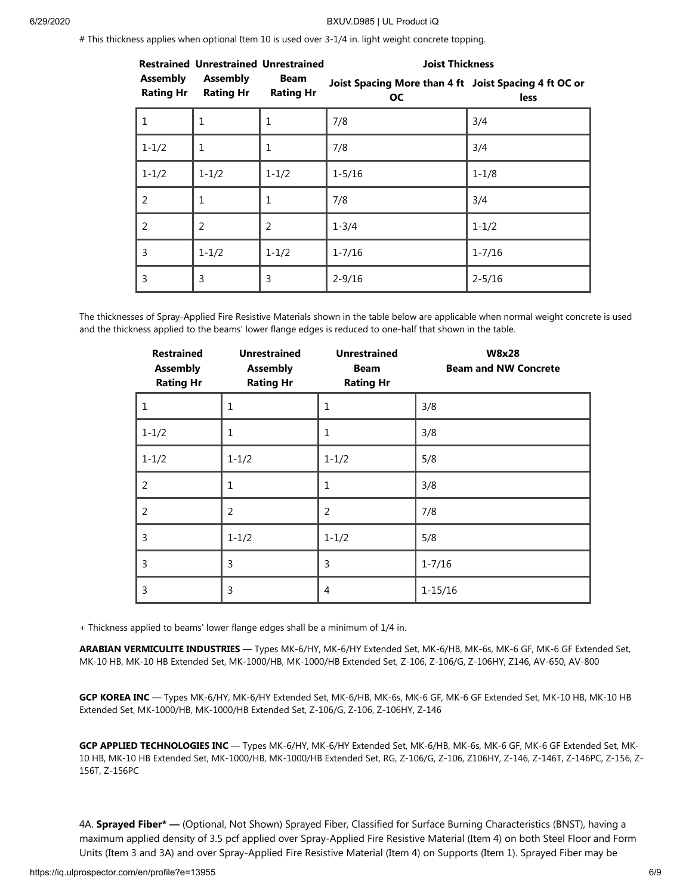# This thickness applies when optional Item 10 is used over 3-1/4 in. light weight concrete topping.

| Restrained Assembly Rating Hr | Unrestrained Assembly Rating Hr | Unrestrained Beam Rating Hr | Joist Thickness | |
|---|---|---|---|---|
| | | | Joist Spacing More than 4 ft OC | Joist Spacing 4 ft OC or less |
| 1 | 1 | 1 | 7/8 | 3/4 |
| 1-1/2 | 1 | 1 | 7/8 | 3/4 |
| 1-1/2 | 1-1/2 | 1-1/2 | 1-5/16 | 1-1/8 |
| 2 | 1 | 1 | 7/8 | 3/4 |
| 2 | 2 | 2 | 1-3/4 | 1-1/2 |
| 3 | 1-1/2 | 1-1/2 | 1-7/16 | 1-7/16 |
| 3 | 3 | 3 | 2-9/16 | 2-5/16 |

The thicknesses of Spray-Applied Fire Resistive Materials shown in the table below are applicable when normal weight concrete is used and the thickness applied to the beams' lower flange edges is reduced to one-half that shown in the table.

| Restrained Assembly Rating Hr | Unrestrained Assembly Rating Hr | Unrestrained Beam Rating Hr | W8x28 Beam and NW Concrete |
|---|---|---|---|
| 1 | 1 | 1 | 3/8 |
| 1-1/2 | 1 | 1 | 3/8 |
| 1-1/2 | 1-1/2 | 1-1/2 | 5/8 |
| 2 | 1 | 1 | 3/8 |
| 2 | 2 | 2 | 7/8 |
| 3 | 1-1/2 | 1-1/2 | 5/8 |
| 3 | 3 | 3 | 1-7/16 |
| 3 | 3 | 4 | 1-15/16 |

+ Thickness applied to beams' lower flange edges shall be a minimum of 1/4 in.

**ARABIAN VERMICULITE INDUSTRIES** — Types MK-6/HY, MK-6/HY Extended Set, MK-6/HB, MK-6s, MK-6 GF, MK-6 GF Extended Set, MK-10 HB, MK-10 HB Extended Set, MK-1000/HB, MK-1000/HB Extended Set, Z-106, Z-106/G, Z-106HY, Z146, AV-650, AV-800

**GCP KOREA INC** — Types MK-6/HY, MK-6/HY Extended Set, MK-6/HB, MK-6s, MK-6 GF, MK-6 GF Extended Set, MK-10 HB, MK-10 HB Extended Set, MK-1000/HB, MK-1000/HB Extended Set, Z-106/G, Z-106, Z-106HY, Z-146

**GCP APPLIED TECHNOLOGIES INC** — Types MK-6/HY, MK-6/HY Extended Set, MK-6/HB, MK-6s, MK-6 GF, MK-6 GF Extended Set, MK-10 HB, MK-10 HB Extended Set, MK-1000/HB, MK-1000/HB Extended Set, RG, Z-106/G, Z-106, Z106HY, Z-146, Z-146T, Z-146PC, Z-156, Z-156T, Z-156PC

4A. **Sprayed Fiber* —** (Optional, Not Shown) Sprayed Fiber, Classified for Surface Burning Characteristics (BNST), having a maximum applied density of 3.5 pcf applied over Spray-Applied Fire Resistive Material (Item 4) on both Steel Floor and Form Units (Item 3 and 3A) and over Spray-Applied Fire Resistive Material (Item 4) on Supports (Item 1). Sprayed Fiber may be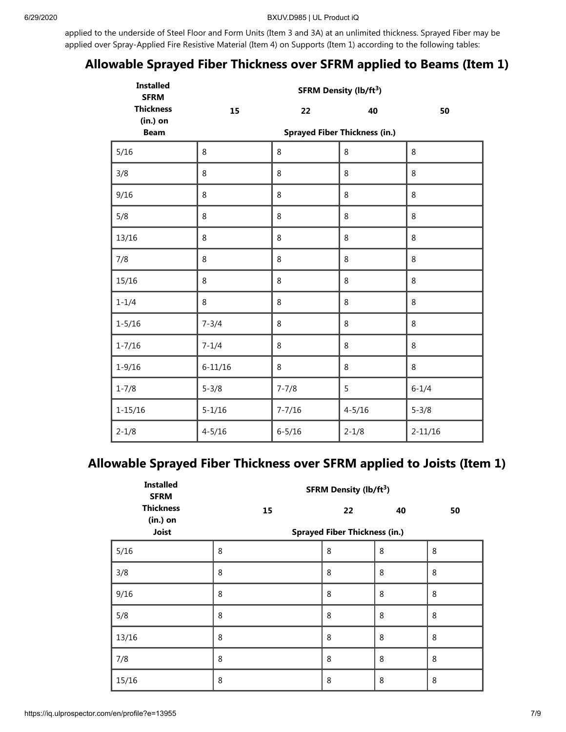applied to the underside of Steel Floor and Form Units (Item 3 and 3A) at an unlimited thickness. Sprayed Fiber may be applied over Spray-Applied Fire Resistive Material (Item 4) on Supports (Item 1) according to the following tables:

## Allowable Sprayed Fiber Thickness over SFRM applied to Beams (Item 1)

| Installed SFRM Thickness (in.) on Beam | SFRM Density ($lb/ft^3$) | | | |
|---|---|---|---|---|
| | 15 | 22 | 40 | 50 |
| | Sprayed Fiber Thickness (in.) | | | |
| 5/16 | 8 | 8 | 8 | 8 |
| 3/8 | 8 | 8 | 8 | 8 |
| 9/16 | 8 | 8 | 8 | 8 |
| 5/8 | 8 | 8 | 8 | 8 |
| 13/16 | 8 | 8 | 8 | 8 |
| 7/8 | 8 | 8 | 8 | 8 |
| 15/16 | 8 | 8 | 8 | 8 |
| 1-1/4 | 8 | 8 | 8 | 8 |
| 1-5/16 | 7-3/4 | 8 | 8 | 8 |
| 1-7/16 | 7-1/4 | 8 | 8 | 8 |
| 1-9/16 | 6-11/16 | 8 | 8 | 8 |
| 1-7/8 | 5-3/8 | 7-7/8 | 5 | 6-1/4 |
| 1-15/16 | 5-1/16 | 7-7/16 | 4-5/16 | 5-3/8 |
| 2-1/8 | 4-5/16 | 6-5/16 | 2-1/8 | 2-11/16 |

## Allowable Sprayed Fiber Thickness over SFRM applied to Joists (Item 1)

| Installed SFRM Thickness (in.) on Joist | SFRM Density ($lb/ft^3$) | | | |
|---|---|---|---|---|
| | 15 | 22 | 40 | 50 |
| | Sprayed Fiber Thickness (in.) | | | |
| 5/16 | 8 | 8 | 8 | 8 |
| 3/8 | 8 | 8 | 8 | 8 |
| 9/16 | 8 | 8 | 8 | 8 |
| 5/8 | 8 | 8 | 8 | 8 |
| 13/16 | 8 | 8 | 8 | 8 |
| 7/8 | 8 | 8 | 8 | 8 |
| 15/16 | 8 | 8 | 8 | 8 |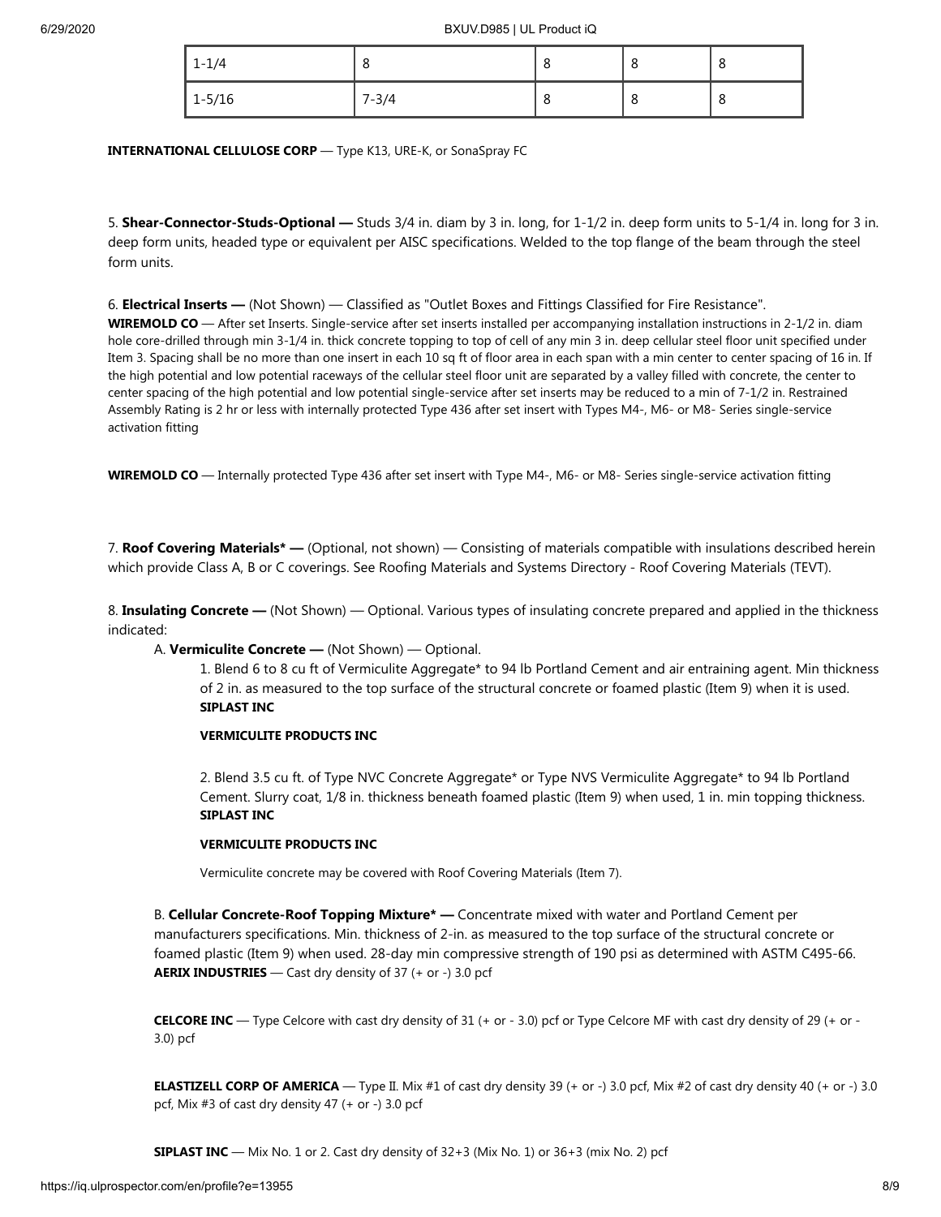| 1-1/4 | 8 | 8 | 8 | 8 |
|---|---|---|---|---|
| 1-5/16 | 7-3/4 | 8 | 8 | 8 |

**INTERNATIONAL CELLULOSE CORP** — Type K13, URE-K, or SonaSpray FC

5. **Shear-Connector-Studs-Optional —** Studs 3/4 in. diam by 3 in. long, for 1-1/2 in. deep form units to 5-1/4 in. long for 3 in. deep form units, headed type or equivalent per AISC specifications. Welded to the top flange of the beam through the steel form units.

6. **Electrical Inserts —** (Not Shown) — Classified as "Outlet Boxes and Fittings Classified for Fire Resistance".
**WIREMOLD CO** — After set Inserts. Single-service after set inserts installed per accompanying installation instructions in 2-1/2 in. diam hole core-drilled through min 3-1/4 in. thick concrete topping to top of cell of any min 3 in. deep cellular steel floor unit specified under Item 3. Spacing shall be no more than one insert in each 10 sq ft of floor area in each span with a min center to center spacing of 16 in. If the high potential and low potential raceways of the cellular steel floor unit are separated by a valley filled with concrete, the center to center spacing of the high potential and low potential single-service after set inserts may be reduced to a min of 7-1/2 in. Restrained Assembly Rating is 2 hr or less with internally protected Type 436 after set insert with Types M4-, M6- or M8- Series single-service activation fitting

**WIREMOLD CO** — Internally protected Type 436 after set insert with Type M4-, M6- or M8- Series single-service activation fitting

7. **Roof Covering Materials* —** (Optional, not shown) — Consisting of materials compatible with insulations described herein which provide Class A, B or C coverings. See Roofing Materials and Systems Directory - Roof Covering Materials (TEVT).

8. **Insulating Concrete —** (Not Shown) — Optional. Various types of insulating concrete prepared and applied in the thickness indicated:

A. **Vermiculite Concrete —** (Not Shown) — Optional.

1. Blend 6 to 8 cu ft of Vermiculite Aggregate* to 94 lb Portland Cement and air entraining agent. Min thickness of 2 in. as measured to the top surface of the structural concrete or foamed plastic (Item 9) when it is used.
**SIPLAST INC**

**VERMICULITE PRODUCTS INC**

2. Blend 3.5 cu ft. of Type NVC Concrete Aggregate* or Type NVS Vermiculite Aggregate* to 94 lb Portland Cement. Slurry coat, 1/8 in. thickness beneath foamed plastic (Item 9) when used, 1 in. min topping thickness.
**SIPLAST INC**

**VERMICULITE PRODUCTS INC**

Vermiculite concrete may be covered with Roof Covering Materials (Item 7).

B. **Cellular Concrete-Roof Topping Mixture* —** Concentrate mixed with water and Portland Cement per manufacturers specifications. Min. thickness of 2-in. as measured to the top surface of the structural concrete or foamed plastic (Item 9) when used. 28-day min compressive strength of 190 psi as determined with ASTM C495-66.
**AERIX INDUSTRIES** — Cast dry density of 37 (+ or -) 3.0 pcf

**CELCORE INC** — Type Celcore with cast dry density of 31 (+ or - 3.0) pcf or Type Celcore MF with cast dry density of 29 (+ or - 3.0) pcf

**ELASTIZELL CORP OF AMERICA** — Type II. Mix #1 of cast dry density 39 (+ or -) 3.0 pcf, Mix #2 of cast dry density 40 (+ or -) 3.0 pcf, Mix #3 of cast dry density 47 (+ or -) 3.0 pcf

**SIPLAST INC** — Mix No. 1 or 2. Cast dry density of 32+3 (Mix No. 1) or 36+3 (mix No. 2) pcf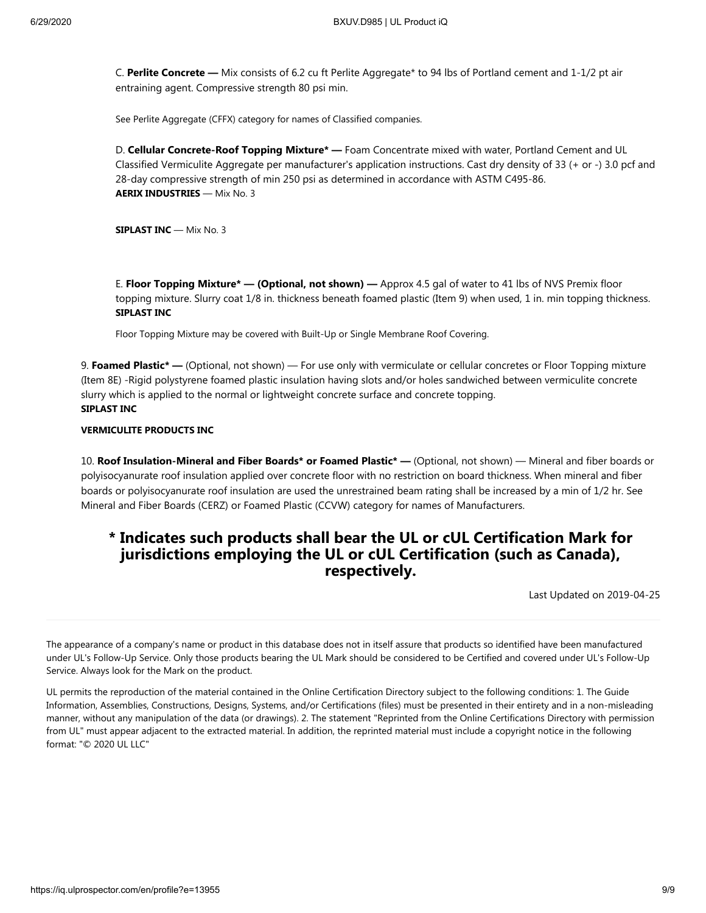C. **Perlite Concrete —** Mix consists of 6.2 cu ft Perlite Aggregate* to 94 lbs of Portland cement and 1-1/2 pt air entraining agent. Compressive strength 80 psi min.

See Perlite Aggregate (CFFX) category for names of Classified companies.

D. **Cellular Concrete-Roof Topping Mixture* —** Foam Concentrate mixed with water, Portland Cement and UL Classified Vermiculite Aggregate per manufacturer's application instructions. Cast dry density of 33 (+ or -) 3.0 pcf and 28-day compressive strength of min 250 psi as determined in accordance with ASTM C495-86.
**AERIX INDUSTRIES** — Mix No. 3

**SIPLAST INC** — Mix No. 3

E. **Floor Topping Mixture* — (Optional, not shown) —** Approx 4.5 gal of water to 41 lbs of NVS Premix floor topping mixture. Slurry coat 1/8 in. thickness beneath foamed plastic (Item 9) when used, 1 in. min topping thickness.
**SIPLAST INC**

Floor Topping Mixture may be covered with Built-Up or Single Membrane Roof Covering.

9. **Foamed Plastic* —** (Optional, not shown) — For use only with vermiculate or cellular concretes or Floor Topping mixture (Item 8E) -Rigid polystyrene foamed plastic insulation having slots and/or holes sandwiched between vermiculite concrete slurry which is applied to the normal or lightweight concrete surface and concrete topping.
**SIPLAST INC**

**VERMICULITE PRODUCTS INC**

10. **Roof Insulation-Mineral and Fiber Boards* or Foamed Plastic* —** (Optional, not shown) — Mineral and fiber boards or polyisocyanurate roof insulation applied over concrete floor with no restriction on board thickness. When mineral and fiber boards or polyisocyanurate roof insulation are used the unrestrained beam rating shall be increased by a min of 1/2 hr. See Mineral and Fiber Boards (CERZ) or Foamed Plastic (CCVW) category for names of Manufacturers.

## * Indicates such products shall bear the UL or cUL Certification Mark for jurisdictions employing the UL or cUL Certification (such as Canada), respectively.

Last Updated on 2019-04-25

The appearance of a company's name or product in this database does not in itself assure that products so identified have been manufactured under UL's Follow-Up Service. Only those products bearing the UL Mark should be considered to be Certified and covered under UL's Follow-Up Service. Always look for the Mark on the product.

UL permits the reproduction of the material contained in the Online Certification Directory subject to the following conditions: 1. The Guide Information, Assemblies, Constructions, Designs, Systems, and/or Certifications (files) must be presented in their entirety and in a non-misleading manner, without any manipulation of the data (or drawings). 2. The statement "Reprinted from the Online Certifications Directory with permission from UL" must appear adjacent to the extracted material. In addition, the reprinted material must include a copyright notice in the following format: "© 2020 UL LLC"